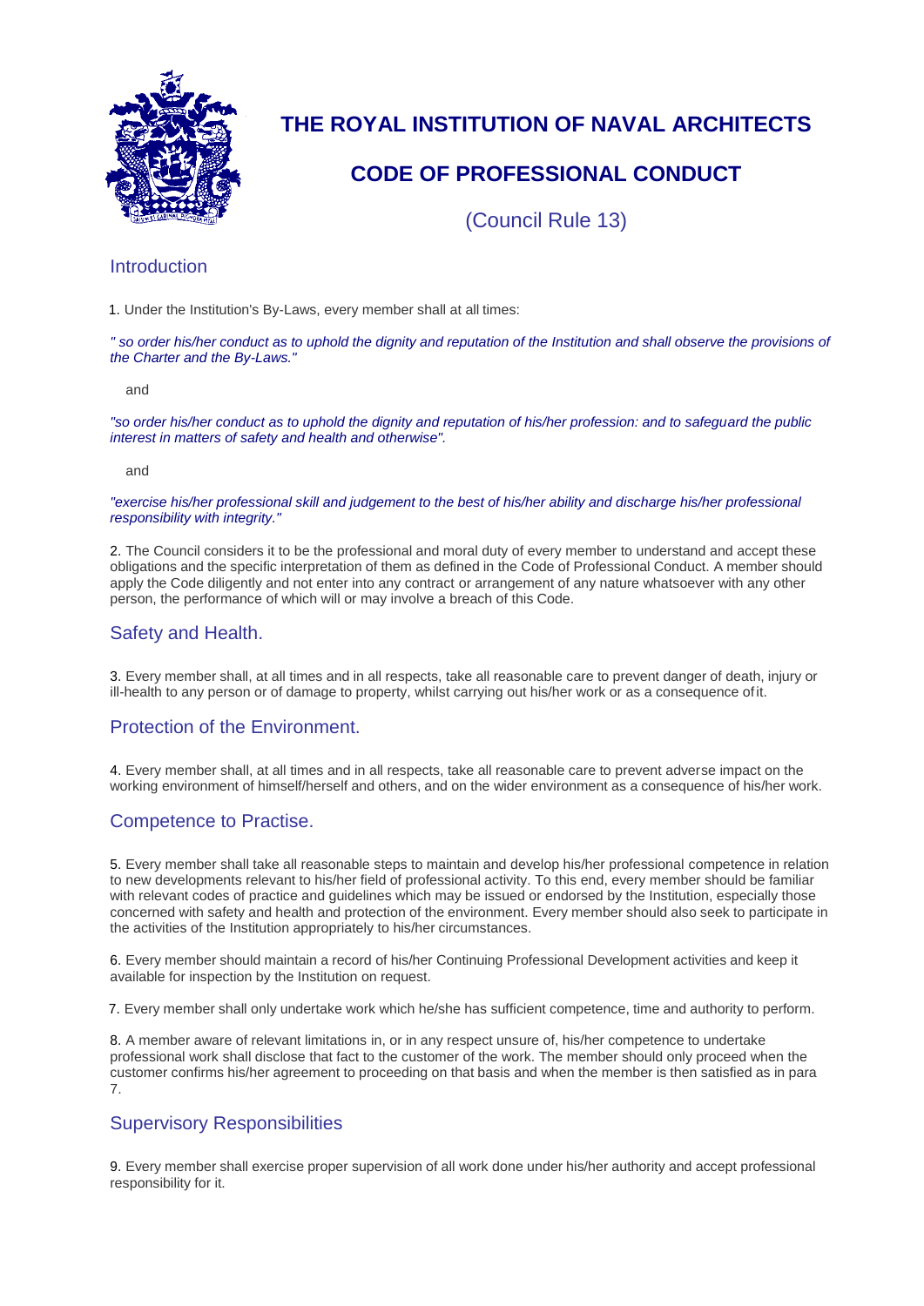# THE ROYAL INSTITUTION OF NAVAL ARCHITECTS

# CODE OF PROFESSIONAL CONDUCT

(Council Rule 13)

## Introduction

1. Under the Institution's By-Laws, every member shall at all times:

*" so order his/her conduct as to uphold the dignity and reputation of the Institution and shall observe the provisions of the Charter and the By-Laws."*

and

*"so order his/her conduct as to uphold the dignity and reputation of his/her profession: and to safeguard the public interest in matters of safety and health and otherwise".*

and

*"exercise his/her professional skill and judgement to the best of his/her ability and discharge his/her professional responsibility with integrity."*

2. The Council considers it to be the professional and moral duty of every member to understand and accept these obligations and the specific interpretation of them as defined in the Code of Professional Conduct. A member should apply the Code diligently and not enter into any contract or arrangement of any nature whatsoever with any other person, the performance of which will or may involve a breach of this Code.

## Safety and Health.

3. Every member shall, at all times and in all respects, take all reasonable care to prevent danger of death, injury or ill-health to any person or of damage to property, whilst carrying out his/her work or as a consequence of it.

## Protection of the Environment.

4. Every member shall, at all times and in all respects, take all reasonable care to prevent adverse impact on the working environment of himself/herself and others, and on the wider environment as a consequence of his/her work.

## Competence to Practise.

5. Every member shall take all reasonable steps to maintain and develop his/her professional competence in relation to new developments relevant to his/her field of professional activity. To this end, every member should be familiar with relevant codes of practice and guidelines which may be issued or endorsed by the Institution, especially those concerned with safety and health and protection of the environment. Every member should also seek to participate in the activities of the Institution appropriately to his/her circumstances.

6. Every member should maintain a record of his/her Continuing Professional Development activities and keep it available for inspection by the Institution on request.

7. Every member shall only undertake work which he/she has sufficient competence, time and authority to perform.

8. A member aware of relevant limitations in, or in any respect unsure of, his/her competence to undertake professional work shall disclose that fact to the customer of the work. The member should only proceed when the customer confirms his/her agreement to proceeding on that basis and when the member is then satisfied as in para 7.

## Supervisory Responsibilities

9. Every member shall exercise proper supervision of all work done under his/her authority and accept professional responsibility for it.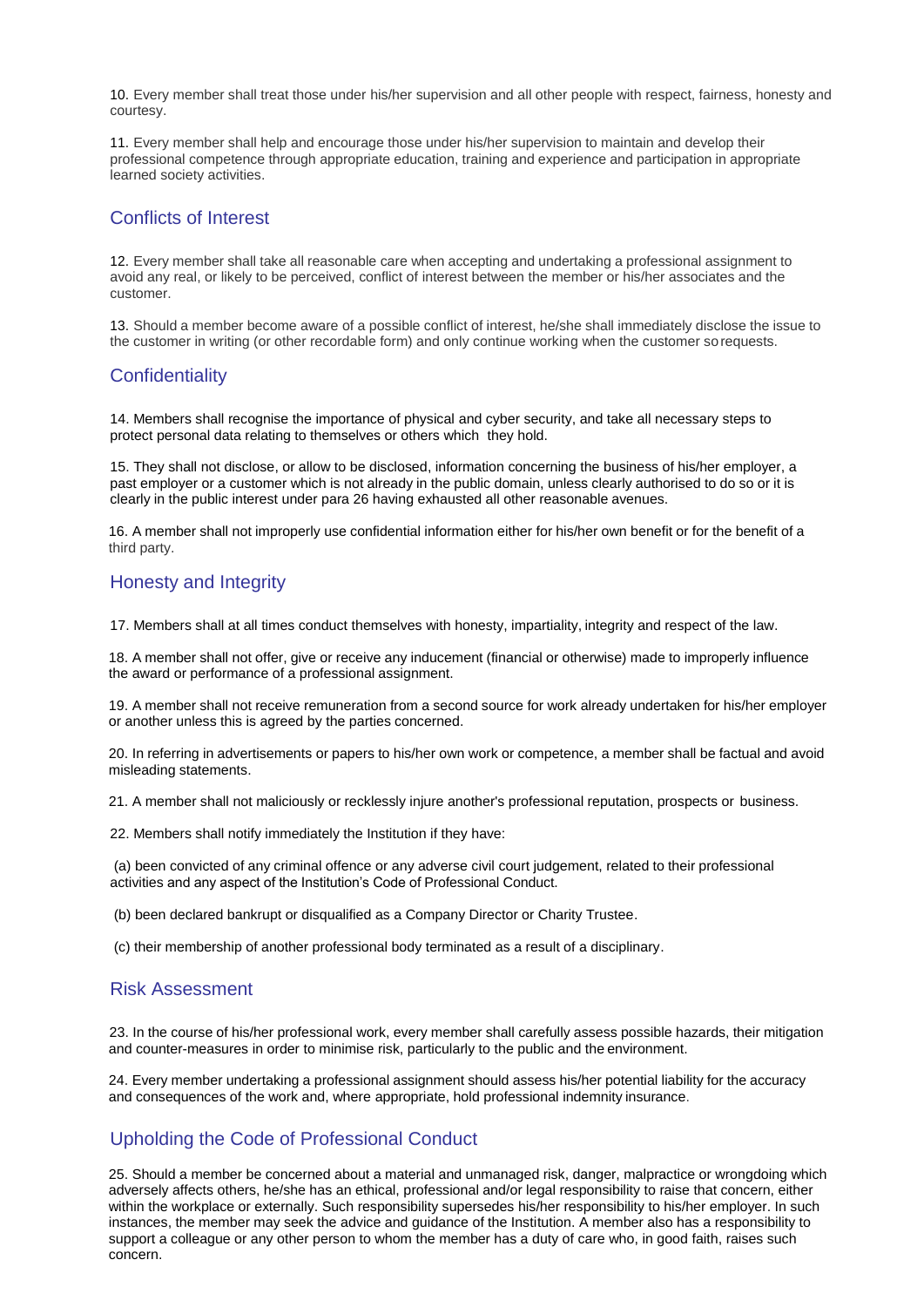10. Every member shall treat those under his/her supervision and all other people with respect, fairness, honesty and courtesy.

11. Every member shall help and encourage those under his/her supervision to maintain and develop their professional competence through appropriate education, training and experience and participation in appropriate learned society activities.

## Conflicts of Interest

12. Every member shall take all reasonable care when accepting and undertaking a professional assignment to avoid any real, or likely to be perceived, conflict of interest between the member or his/her associates and the customer.

13. Should a member become aware of a possible conflict of interest, he/she shall immediately disclose the issue to the customer in writing (or other recordable form) and only continue working when the customer so requests.

## Confidentiality

14. Members shall recognise the importance of physical and cyber security, and take all necessary steps to protect personal data relating to themselves or others which they hold.

15. They shall not disclose, or allow to be disclosed, information concerning the business of his/her employer, a past employer or a customer which is not already in the public domain, unless clearly authorised to do so or it is clearly in the public interest under para 26 having exhausted all other reasonable avenues.

16. A member shall not improperly use confidential information either for his/her own benefit or for the benefit of a third party.

## Honesty and Integrity

17. Members shall at all times conduct themselves with honesty, impartiality, integrity and respect of the law.

18. A member shall not offer, give or receive any inducement (financial or otherwise) made to improperly influence the award or performance of a professional assignment.

19. A member shall not receive remuneration from a second source for work already undertaken for his/her employer or another unless this is agreed by the parties concerned.

20. In referring in advertisements or papers to his/her own work or competence, a member shall be factual and avoid misleading statements.

21. A member shall not maliciously or recklessly injure another's professional reputation, prospects or business.

22. Members shall notify immediately the Institution if they have:

(a) been convicted of any criminal offence or any adverse civil court judgement, related to their professional activities and any aspect of the Institution's Code of Professional Conduct.

(b) been declared bankrupt or disqualified as a Company Director or Charity Trustee.

(c) their membership of another professional body terminated as a result of a disciplinary.

## Risk Assessment

23. In the course of his/her professional work, every member shall carefully assess possible hazards, their mitigation and counter-measures in order to minimise risk, particularly to the public and the environment.

24. Every member undertaking a professional assignment should assess his/her potential liability for the accuracy and consequences of the work and, where appropriate, hold professional indemnity insurance.

## Upholding the Code of Professional Conduct

25. Should a member be concerned about a material and unmanaged risk, danger, malpractice or wrongdoing which adversely affects others, he/she has an ethical, professional and/or legal responsibility to raise that concern, either within the workplace or externally. Such responsibility supersedes his/her responsibility to his/her employer. In such instances, the member may seek the advice and guidance of the Institution. A member also has a responsibility to support a colleague or any other person to whom the member has a duty of care who, in good faith, raises such concern.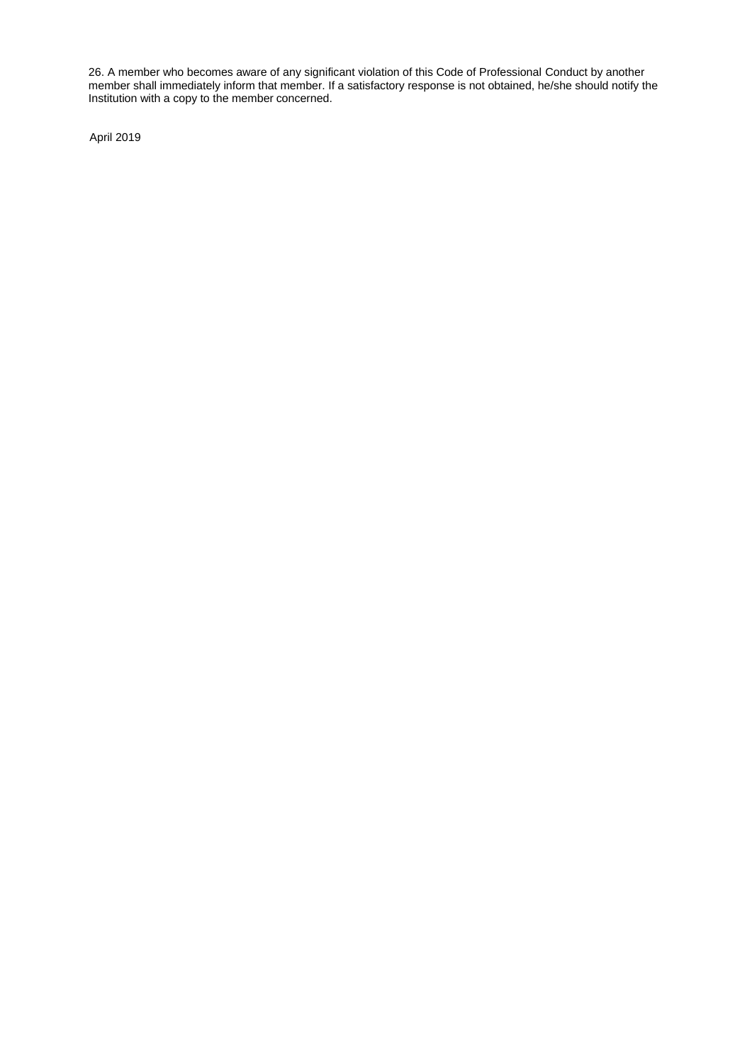26. A member who becomes aware of any significant violation of this Code of Professional Conduct by another member shall immediately inform that member. If a satisfactory response is not obtained, he/she should notify the Institution with a copy to the member concerned.

April 2019